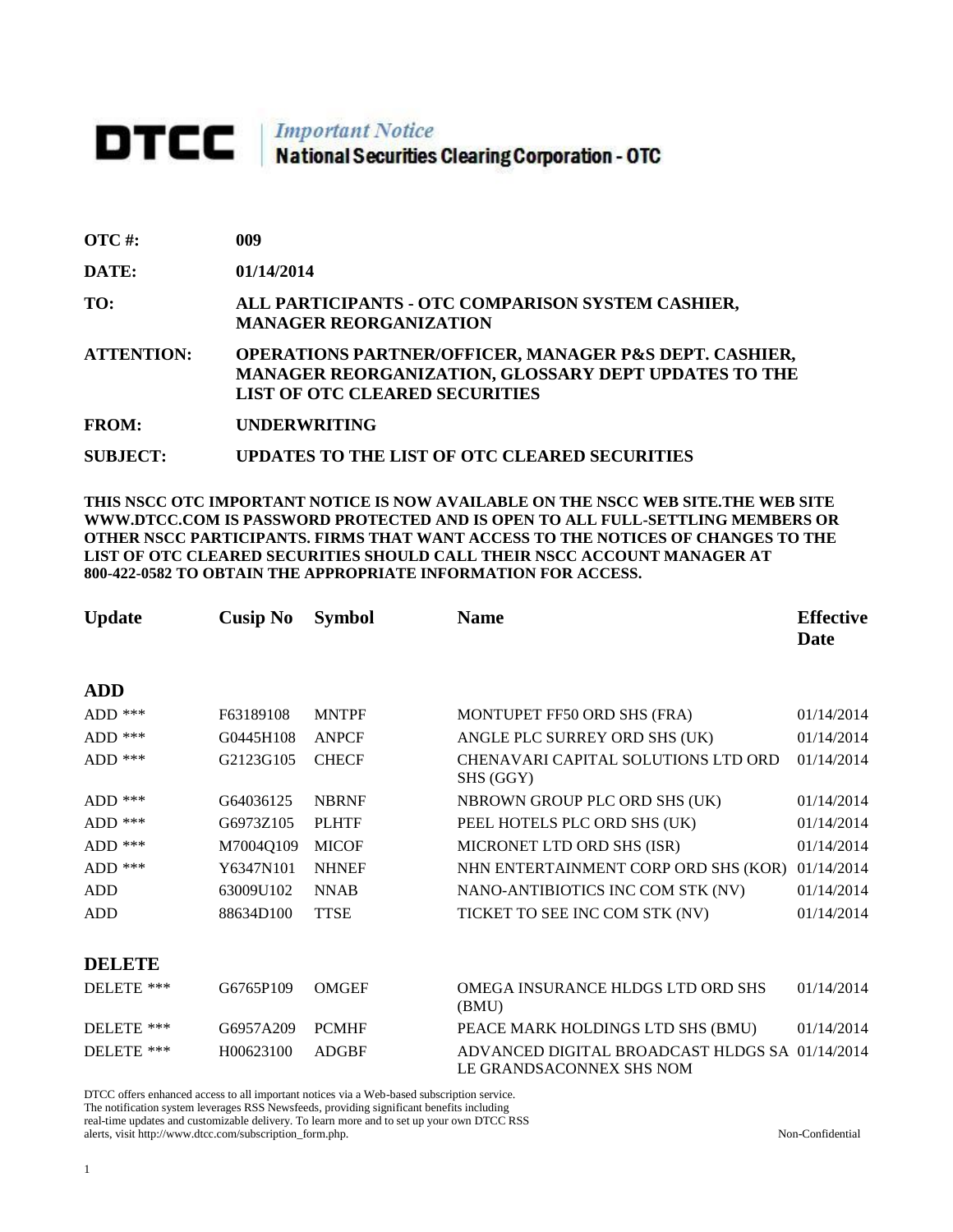# DTCC | *Important Notice* National Securities Clearing Corporation - OTC

**OTC #:** 009

**DATE:** 01/14/2014

**TO:** ALL PARTICIPANTS - OTC COMPARISON SYSTEM CASHIER, MANAGER REORGANIZATION

**ATTENTION:** OPERATIONS PARTNER/OFFICER, MANAGER P&S DEPT. CASHIER, MANAGER REORGANIZATION, GLOSSARY DEPT UPDATES TO THE LIST OF OTC CLEARED SECURITIES

**FROM:** UNDERWRITING

**SUBJECT:** UPDATES TO THE LIST OF OTC CLEARED SECURITIES

**THIS NSCC OTC IMPORTANT NOTICE IS NOW AVAILABLE ON THE NSCC WEB SITE.THE WEB SITE WWW.DTCC.COM IS PASSWORD PROTECTED AND IS OPEN TO ALL FULL-SETTLING MEMBERS OR OTHER NSCC PARTICIPANTS. FIRMS THAT WANT ACCESS TO THE NOTICES OF CHANGES TO THE LIST OF OTC CLEARED SECURITIES SHOULD CALL THEIR NSCC ACCOUNT MANAGER AT 800-422-0582 TO OBTAIN THE APPROPRIATE INFORMATION FOR ACCESS.**

| Update | Cusip No | Symbol | Name | Effective Date |
|---|---|---|---|---|
| **ADD** | | | | |
| ADD *** | F63189108 | MNTPF | MONTUPET FF50 ORD SHS (FRA) | 01/14/2014 |
| ADD *** | G0445H108 | ANPCF | ANGLE PLC SURREY ORD SHS (UK) | 01/14/2014 |
| ADD *** | G2123G105 | CHECF | CHENAVARI CAPITAL SOLUTIONS LTD ORD SHS (GGY) | 01/14/2014 |
| ADD *** | G64036125 | NBRNF | NBROWN GROUP PLC ORD SHS (UK) | 01/14/2014 |
| ADD *** | G6973Z105 | PLHTF | PEEL HOTELS PLC ORD SHS (UK) | 01/14/2014 |
| ADD *** | M7004Q109 | MICOF | MICRONET LTD ORD SHS (ISR) | 01/14/2014 |
| ADD *** | Y6347N101 | NHNEF | NHN ENTERTAINMENT CORP ORD SHS (KOR) | 01/14/2014 |
| ADD | 63009U102 | NNAB | NANO-ANTIBIOTICS INC COM STK (NV) | 01/14/2014 |
| ADD | 88634D100 | TTSE | TICKET TO SEE INC COM STK (NV) | 01/14/2014 |
| **DELETE** | | | | |
| DELETE *** | G6765P109 | OMGEF | OMEGA INSURANCE HLDGS LTD ORD SHS (BMU) | 01/14/2014 |
| DELETE *** | G6957A209 | PCMHF | PEACE MARK HOLDINGS LTD SHS (BMU) | 01/14/2014 |
| DELETE *** | H00623100 | ADGBF | ADVANCED DIGITAL BROADCAST HLDGS SA LE GRANDSACONNEX SHS NOM | 01/14/2014 |

DTCC offers enhanced access to all important notices via a Web-based subscription service. The notification system leverages RSS Newsfeeds, providing significant benefits including real-time updates and customizable delivery. To learn more and to set up your own DTCC RSS alerts, visit http://www.dtcc.com/subscription_form.php.

Non-Confidential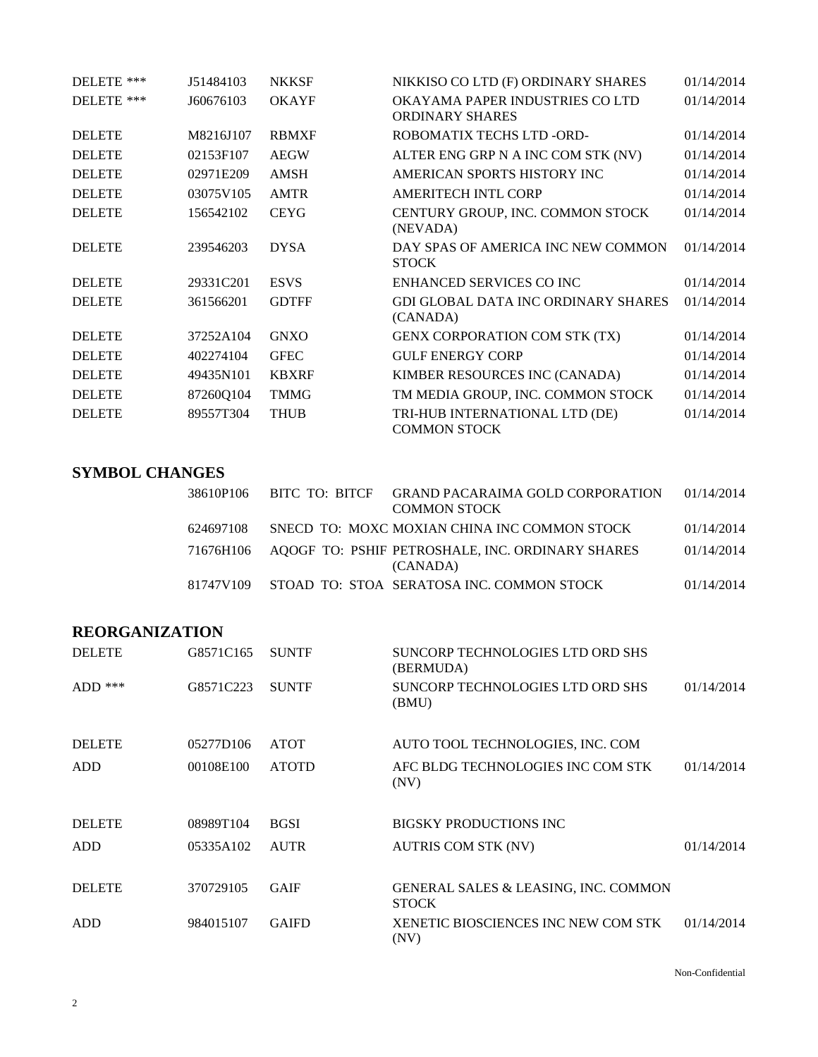| | | | | |
|---|---|---|---|---|
| DELETE *** | J51484103 | NKKSF | NIKKISO CO LTD (F) ORDINARY SHARES | 01/14/2014 |
| DELETE *** | J60676103 | OKAYF | OKAYAMA PAPER INDUSTRIES CO LTD ORDINARY SHARES | 01/14/2014 |
| DELETE | M8216J107 | RBMXF | ROBOMATIX TECHS LTD -ORD- | 01/14/2014 |
| DELETE | 02153F107 | AEGW | ALTER ENG GRP N A INC COM STK (NV) | 01/14/2014 |
| DELETE | 02971E209 | AMSH | AMERICAN SPORTS HISTORY INC | 01/14/2014 |
| DELETE | 03075V105 | AMTR | AMERITECH INTL CORP | 01/14/2014 |
| DELETE | 156542102 | CEYG | CENTURY GROUP, INC. COMMON STOCK (NEVADA) | 01/14/2014 |
| DELETE | 239546203 | DYSA | DAY SPAS OF AMERICA INC NEW COMMON STOCK | 01/14/2014 |
| DELETE | 29331C201 | ESVS | ENHANCED SERVICES CO INC | 01/14/2014 |
| DELETE | 361566201 | GDTFF | GDI GLOBAL DATA INC ORDINARY SHARES (CANADA) | 01/14/2014 |
| DELETE | 37252A104 | GNXO | GENX CORPORATION COM STK (TX) | 01/14/2014 |
| DELETE | 402274104 | GFEC | GULF ENERGY CORP | 01/14/2014 |
| DELETE | 49435N101 | KBXRF | KIMBER RESOURCES INC (CANADA) | 01/14/2014 |
| DELETE | 87260Q104 | TMMG | TM MEDIA GROUP, INC. COMMON STOCK | 01/14/2014 |
| DELETE | 89557T304 | THUB | TRI-HUB INTERNATIONAL LTD (DE) COMMON STOCK | 01/14/2014 |

## SYMBOL CHANGES

| | | | |
|---|---|---|---|
| 38610P106 | BITC TO: BITCF | GRAND PACARAIMA GOLD CORPORATION COMMON STOCK | 01/14/2014 |
| 624697108 | SNECD TO: MOXC | MOXIAN CHINA INC COMMON STOCK | 01/14/2014 |
| 71676H106 | AQOGF TO: PSHIF | PETROSHALE, INC. ORDINARY SHARES (CANADA) | 01/14/2014 |
| 81747V109 | STOAD TO: STOA | SERATOSA INC. COMMON STOCK | 01/14/2014 |

## REORGANIZATION

| | | | | |
|---|---|---|---|---|
| DELETE | G8571C165 | SUNTF | SUNCORP TECHNOLOGIES LTD ORD SHS (BERMUDA) | |
| ADD *** | G8571C223 | SUNTF | SUNCORP TECHNOLOGIES LTD ORD SHS (BMU) | 01/14/2014 |
| DELETE | 05277D106 | ATOT | AUTO TOOL TECHNOLOGIES, INC. COM | |
| ADD | 00108E100 | ATOTD | AFC BLDG TECHNOLOGIES INC COM STK (NV) | 01/14/2014 |
| DELETE | 08989T104 | BGSI | BIGSKY PRODUCTIONS INC | |
| ADD | 05335A102 | AUTR | AUTRIS COM STK (NV) | 01/14/2014 |
| DELETE | 370729105 | GAIF | GENERAL SALES & LEASING, INC. COMMON STOCK | |
| ADD | 984015107 | GAIFD | XENETIC BIOSCIENCES INC NEW COM STK (NV) | 01/14/2014 |

Non-Confidential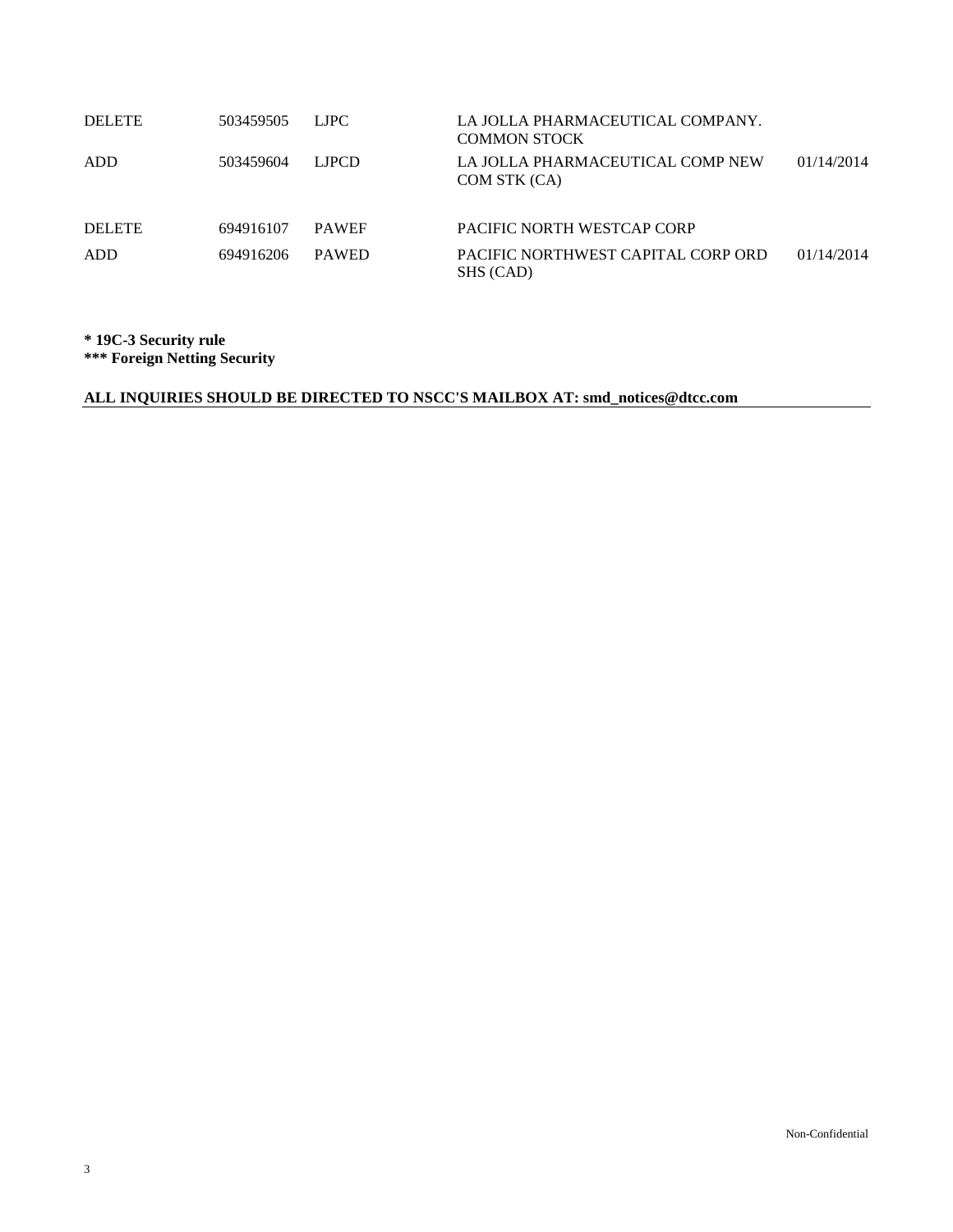| | | | | |
|---|---|---|---|---|
| DELETE | 503459505 | LJPC | LA JOLLA PHARMACEUTICAL COMPANY. COMMON STOCK | |
| ADD | 503459604 | LJPCD | LA JOLLA PHARMACEUTICAL COMP NEW COM STK (CA) | 01/14/2014 |
| DELETE | 694916107 | PAWEF | PACIFIC NORTH WESTCAP CORP | |
| ADD | 694916206 | PAWED | PACIFIC NORTHWEST CAPITAL CORP ORD SHS (CAD) | 01/14/2014 |

**\* 19C-3 Security rule**
**\*\*\* Foreign Netting Security**

**ALL INQUIRIES SHOULD BE DIRECTED TO NSCC'S MAILBOX AT: smd_notices@dtcc.com**

Non-Confidential